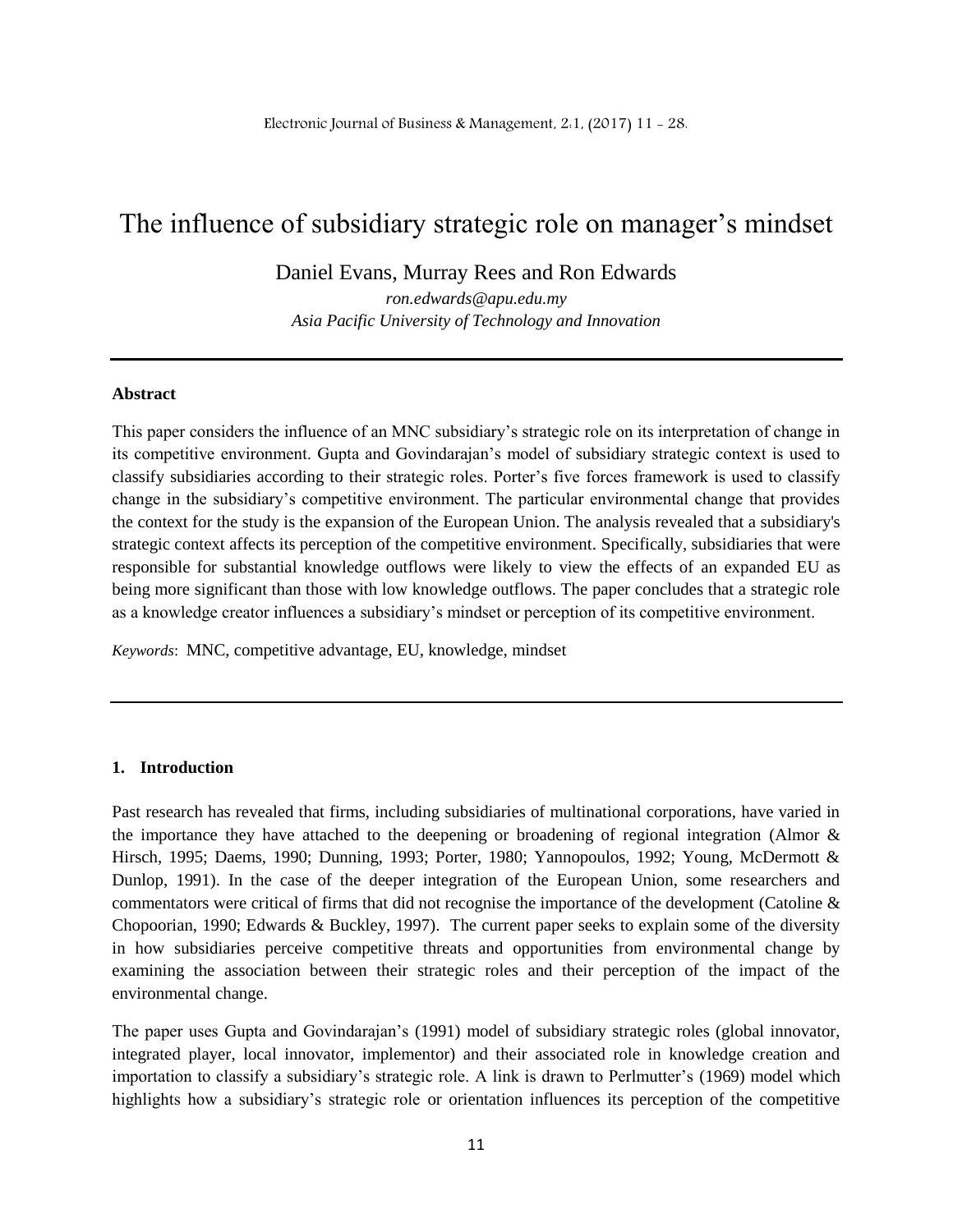# The influence of subsidiary strategic role on manager's mindset

Daniel Evans, Murray Rees and Ron Edwards

*ron.edwards@apu.edu.my*

*Asia Pacific University of Technology and Innovation*

---

**Abstract**

This paper considers the influence of an MNC subsidiary's strategic role on its interpretation of change in its competitive environment. Gupta and Govindarajan's model of subsidiary strategic context is used to classify subsidiaries according to their strategic roles. Porter's five forces framework is used to classify change in the subsidiary's competitive environment. The particular environmental change that provides the context for the study is the expansion of the European Union. The analysis revealed that a subsidiary's strategic context affects its perception of the competitive environment. Specifically, subsidiaries that were responsible for substantial knowledge outflows were likely to view the effects of an expanded EU as being more significant than those with low knowledge outflows. The paper concludes that a strategic role as a knowledge creator influences a subsidiary's mindset or perception of its competitive environment.

*Keywords*: MNC, competitive advantage, EU, knowledge, mindset

---

## 1. Introduction

Past research has revealed that firms, including subsidiaries of multinational corporations, have varied in the importance they have attached to the deepening or broadening of regional integration (Almor & Hirsch, 1995; Daems, 1990; Dunning, 1993; Porter, 1980; Yannopoulos, 1992; Young, McDermott & Dunlop, 1991). In the case of the deeper integration of the European Union, some researchers and commentators were critical of firms that did not recognise the importance of the development (Catoline & Chopoorian, 1990; Edwards & Buckley, 1997). The current paper seeks to explain some of the diversity in how subsidiaries perceive competitive threats and opportunities from environmental change by examining the association between their strategic roles and their perception of the impact of the environmental change.

The paper uses Gupta and Govindarajan's (1991) model of subsidiary strategic roles (global innovator, integrated player, local innovator, implementor) and their associated role in knowledge creation and importation to classify a subsidiary's strategic role. A link is drawn to Perlmutter's (1969) model which highlights how a subsidiary's strategic role or orientation influences its perception of the competitive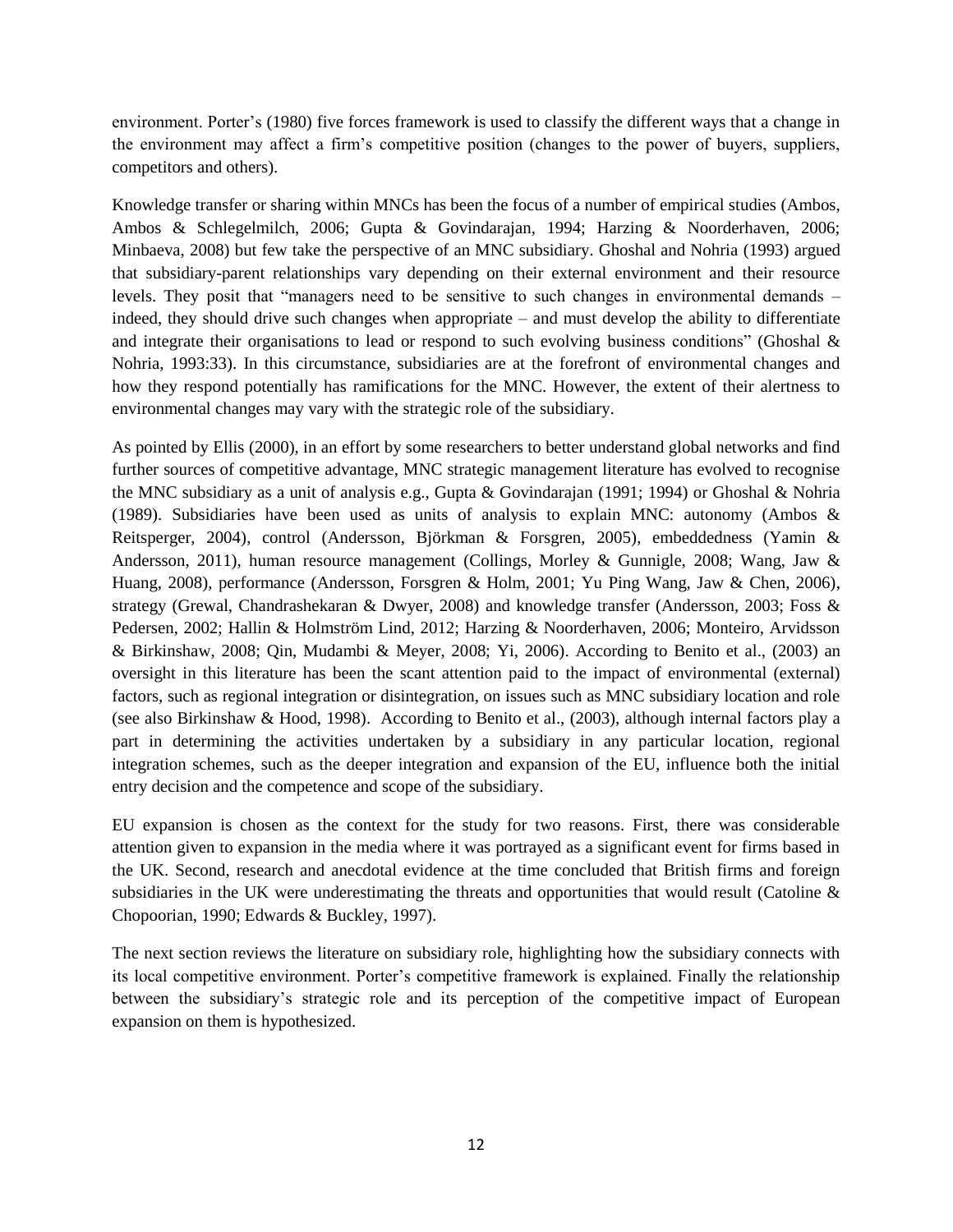environment. Porter's (1980) five forces framework is used to classify the different ways that a change in the environment may affect a firm's competitive position (changes to the power of buyers, suppliers, competitors and others).

Knowledge transfer or sharing within MNCs has been the focus of a number of empirical studies (Ambos, Ambos & Schlegelmilch, 2006; Gupta & Govindarajan, 1994; Harzing & Noorderhaven, 2006; Minbaeva, 2008) but few take the perspective of an MNC subsidiary. Ghoshal and Nohria (1993) argued that subsidiary-parent relationships vary depending on their external environment and their resource levels. They posit that "managers need to be sensitive to such changes in environmental demands – indeed, they should drive such changes when appropriate – and must develop the ability to differentiate and integrate their organisations to lead or respond to such evolving business conditions" (Ghoshal & Nohria, 1993:33). In this circumstance, subsidiaries are at the forefront of environmental changes and how they respond potentially has ramifications for the MNC. However, the extent of their alertness to environmental changes may vary with the strategic role of the subsidiary.

As pointed by Ellis (2000), in an effort by some researchers to better understand global networks and find further sources of competitive advantage, MNC strategic management literature has evolved to recognise the MNC subsidiary as a unit of analysis e.g., Gupta & Govindarajan (1991; 1994) or Ghoshal & Nohria (1989). Subsidiaries have been used as units of analysis to explain MNC: autonomy (Ambos & Reitsperger, 2004), control (Andersson, Björkman & Forsgren, 2005), embeddedness (Yamin & Andersson, 2011), human resource management (Collings, Morley & Gunnigle, 2008; Wang, Jaw & Huang, 2008), performance (Andersson, Forsgren & Holm, 2001; Yu Ping Wang, Jaw & Chen, 2006), strategy (Grewal, Chandrashekaran & Dwyer, 2008) and knowledge transfer (Andersson, 2003; Foss & Pedersen, 2002; Hallin & Holmström Lind, 2012; Harzing & Noorderhaven, 2006; Monteiro, Arvidsson & Birkinshaw, 2008; Qin, Mudambi & Meyer, 2008; Yi, 2006). According to Benito et al., (2003) an oversight in this literature has been the scant attention paid to the impact of environmental (external) factors, such as regional integration or disintegration, on issues such as MNC subsidiary location and role (see also Birkinshaw & Hood, 1998). According to Benito et al., (2003), although internal factors play a part in determining the activities undertaken by a subsidiary in any particular location, regional integration schemes, such as the deeper integration and expansion of the EU, influence both the initial entry decision and the competence and scope of the subsidiary.

EU expansion is chosen as the context for the study for two reasons. First, there was considerable attention given to expansion in the media where it was portrayed as a significant event for firms based in the UK. Second, research and anecdotal evidence at the time concluded that British firms and foreign subsidiaries in the UK were underestimating the threats and opportunities that would result (Catoline & Chopoorian, 1990; Edwards & Buckley, 1997).

The next section reviews the literature on subsidiary role, highlighting how the subsidiary connects with its local competitive environment. Porter's competitive framework is explained. Finally the relationship between the subsidiary's strategic role and its perception of the competitive impact of European expansion on them is hypothesized.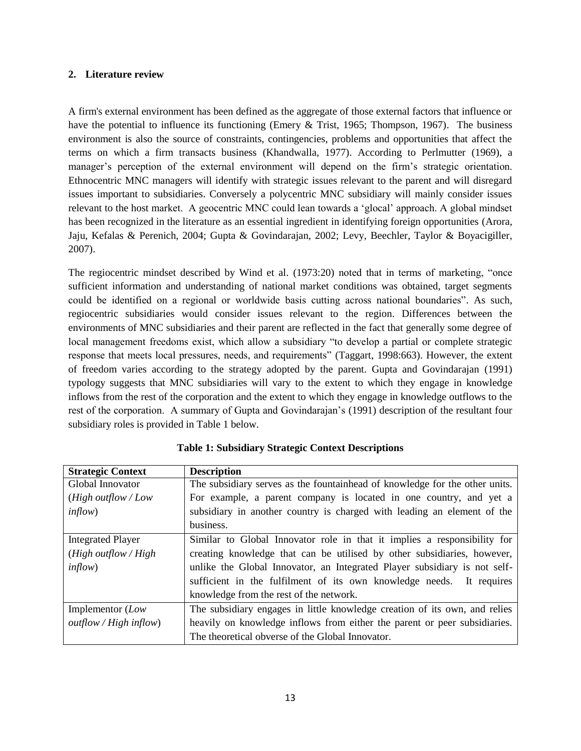## 2. Literature review

A firm's external environment has been defined as the aggregate of those external factors that influence or have the potential to influence its functioning (Emery & Trist, 1965; Thompson, 1967). The business environment is also the source of constraints, contingencies, problems and opportunities that affect the terms on which a firm transacts business (Khandwalla, 1977). According to Perlmutter (1969), a manager's perception of the external environment will depend on the firm's strategic orientation. Ethnocentric MNC managers will identify with strategic issues relevant to the parent and will disregard issues important to subsidiaries. Conversely a polycentric MNC subsidiary will mainly consider issues relevant to the host market. A geocentric MNC could lean towards a 'glocal' approach. A global mindset has been recognized in the literature as an essential ingredient in identifying foreign opportunities (Arora, Jaju, Kefalas & Perenich, 2004; Gupta & Govindarajan, 2002; Levy, Beechler, Taylor & Boyacigiller, 2007).

The regiocentric mindset described by Wind et al. (1973:20) noted that in terms of marketing, "once sufficient information and understanding of national market conditions was obtained, target segments could be identified on a regional or worldwide basis cutting across national boundaries". As such, regiocentric subsidiaries would consider issues relevant to the region. Differences between the environments of MNC subsidiaries and their parent are reflected in the fact that generally some degree of local management freedoms exist, which allow a subsidiary "to develop a partial or complete strategic response that meets local pressures, needs, and requirements" (Taggart, 1998:663). However, the extent of freedom varies according to the strategy adopted by the parent. Gupta and Govindarajan (1991) typology suggests that MNC subsidiaries will vary to the extent to which they engage in knowledge inflows from the rest of the corporation and the extent to which they engage in knowledge outflows to the rest of the corporation. A summary of Gupta and Govindarajan's (1991) description of the resultant four subsidiary roles is provided in Table 1 below.

**Table 1: Subsidiary Strategic Context Descriptions**

| **Strategic Context** | **Description** |
|---|---|
| Global Innovator (*High outflow / Low inflow*) | The subsidiary serves as the fountainhead of knowledge for the other units. For example, a parent company is located in one country, and yet a subsidiary in another country is charged with leading an element of the business. |
| Integrated Player (*High outflow / High inflow*) | Similar to Global Innovator role in that it implies a responsibility for creating knowledge that can be utilised by other subsidiaries, however, unlike the Global Innovator, an Integrated Player subsidiary is not self-sufficient in the fulfilment of its own knowledge needs. It requires knowledge from the rest of the network. |
| Implementor (*Low outflow / High inflow*) | The subsidiary engages in little knowledge creation of its own, and relies heavily on knowledge inflows from either the parent or peer subsidiaries. The theoretical obverse of the Global Innovator. |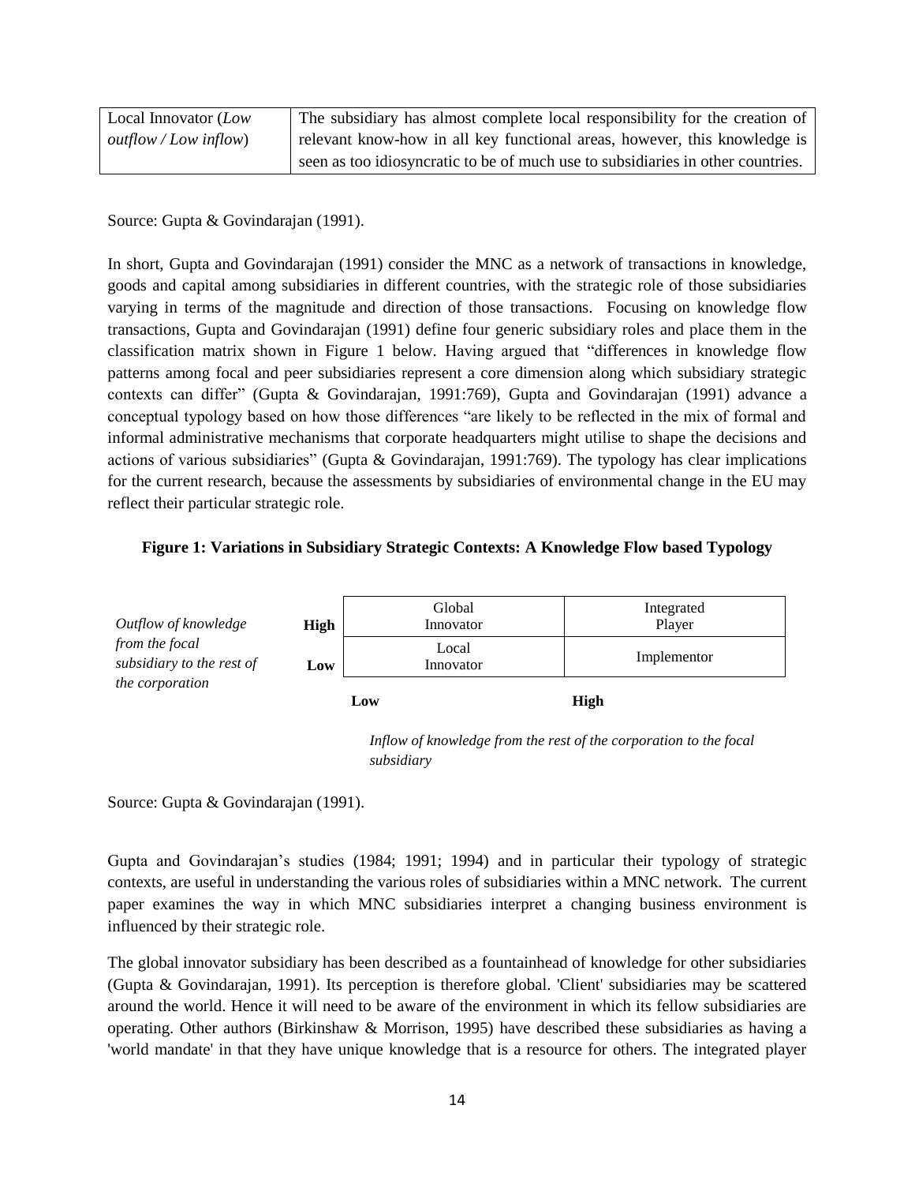| | |
|---|---|
| Local Innovator (*Low outflow / Low inflow*) | The subsidiary has almost complete local responsibility for the creation of relevant know-how in all key functional areas, however, this knowledge is seen as too idiosyncratic to be of much use to subsidiaries in other countries. |

Source: Gupta & Govindarajan (1991).

In short, Gupta and Govindarajan (1991) consider the MNC as a network of transactions in knowledge, goods and capital among subsidiaries in different countries, with the strategic role of those subsidiaries varying in terms of the magnitude and direction of those transactions. Focusing on knowledge flow transactions, Gupta and Govindarajan (1991) define four generic subsidiary roles and place them in the classification matrix shown in Figure 1 below. Having argued that "differences in knowledge flow patterns among focal and peer subsidiaries represent a core dimension along which subsidiary strategic contexts can differ" (Gupta & Govindarajan, 1991:769), Gupta and Govindarajan (1991) advance a conceptual typology based on how those differences "are likely to be reflected in the mix of formal and informal administrative mechanisms that corporate headquarters might utilise to shape the decisions and actions of various subsidiaries" (Gupta & Govindarajan, 1991:769). The typology has clear implications for the current research, because the assessments by subsidiaries of environmental change in the EU may reflect their particular strategic role.

**Figure 1: Variations in Subsidiary Strategic Contexts: A Knowledge Flow based Typology**

| *Outflow of knowledge from the focal subsidiary to the rest of the corporation* | | Low inflow | High inflow |
|---|---|---|---|
| | **High** | Global Innovator | Integrated Player |
| | **Low** | Local Innovator | Implementor |

*Inflow of knowledge from the rest of the corporation to the focal subsidiary*

Source: Gupta & Govindarajan (1991).

Gupta and Govindarajan's studies (1984; 1991; 1994) and in particular their typology of strategic contexts, are useful in understanding the various roles of subsidiaries within a MNC network. The current paper examines the way in which MNC subsidiaries interpret a changing business environment is influenced by their strategic role.

The global innovator subsidiary has been described as a fountainhead of knowledge for other subsidiaries (Gupta & Govindarajan, 1991). Its perception is therefore global. 'Client' subsidiaries may be scattered around the world. Hence it will need to be aware of the environment in which its fellow subsidiaries are operating. Other authors (Birkinshaw & Morrison, 1995) have described these subsidiaries as having a 'world mandate' in that they have unique knowledge that is a resource for others. The integrated player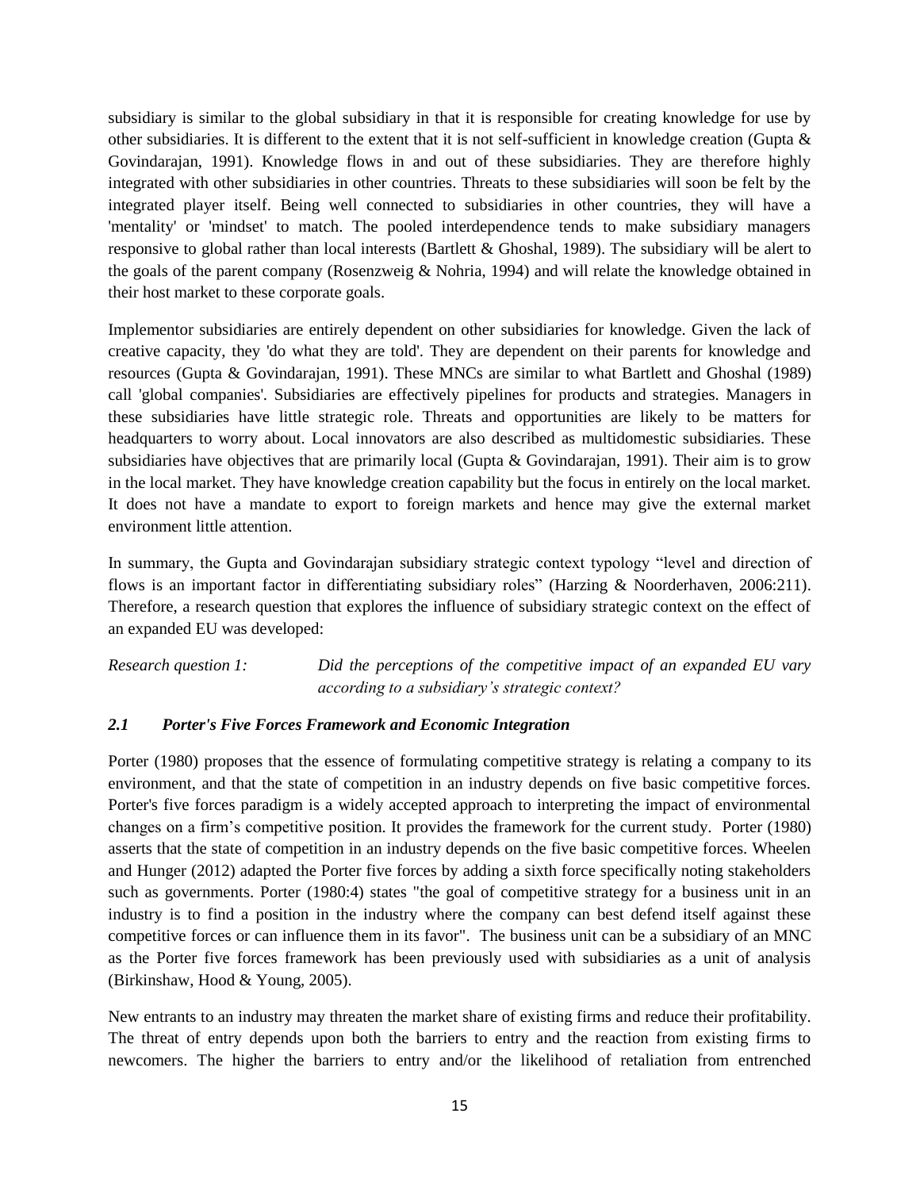subsidiary is similar to the global subsidiary in that it is responsible for creating knowledge for use by other subsidiaries. It is different to the extent that it is not self-sufficient in knowledge creation (Gupta & Govindarajan, 1991). Knowledge flows in and out of these subsidiaries. They are therefore highly integrated with other subsidiaries in other countries. Threats to these subsidiaries will soon be felt by the integrated player itself. Being well connected to subsidiaries in other countries, they will have a 'mentality' or 'mindset' to match. The pooled interdependence tends to make subsidiary managers responsive to global rather than local interests (Bartlett & Ghoshal, 1989). The subsidiary will be alert to the goals of the parent company (Rosenzweig & Nohria, 1994) and will relate the knowledge obtained in their host market to these corporate goals.

Implementor subsidiaries are entirely dependent on other subsidiaries for knowledge. Given the lack of creative capacity, they 'do what they are told'. They are dependent on their parents for knowledge and resources (Gupta & Govindarajan, 1991). These MNCs are similar to what Bartlett and Ghoshal (1989) call 'global companies'. Subsidiaries are effectively pipelines for products and strategies. Managers in these subsidiaries have little strategic role. Threats and opportunities are likely to be matters for headquarters to worry about. Local innovators are also described as multidomestic subsidiaries. These subsidiaries have objectives that are primarily local (Gupta & Govindarajan, 1991). Their aim is to grow in the local market. They have knowledge creation capability but the focus in entirely on the local market. It does not have a mandate to export to foreign markets and hence may give the external market environment little attention.

In summary, the Gupta and Govindarajan subsidiary strategic context typology "level and direction of flows is an important factor in differentiating subsidiary roles" (Harzing & Noorderhaven, 2006:211). Therefore, a research question that explores the influence of subsidiary strategic context on the effect of an expanded EU was developed:

*Research question 1:* *Did the perceptions of the competitive impact of an expanded EU vary according to a subsidiary's strategic context?*

### *2.1 Porter's Five Forces Framework and Economic Integration*

Porter (1980) proposes that the essence of formulating competitive strategy is relating a company to its environment, and that the state of competition in an industry depends on five basic competitive forces. Porter's five forces paradigm is a widely accepted approach to interpreting the impact of environmental changes on a firm's competitive position. It provides the framework for the current study. Porter (1980) asserts that the state of competition in an industry depends on the five basic competitive forces. Wheelen and Hunger (2012) adapted the Porter five forces by adding a sixth force specifically noting stakeholders such as governments. Porter (1980:4) states "the goal of competitive strategy for a business unit in an industry is to find a position in the industry where the company can best defend itself against these competitive forces or can influence them in its favor". The business unit can be a subsidiary of an MNC as the Porter five forces framework has been previously used with subsidiaries as a unit of analysis (Birkinshaw, Hood & Young, 2005).

New entrants to an industry may threaten the market share of existing firms and reduce their profitability. The threat of entry depends upon both the barriers to entry and the reaction from existing firms to newcomers. The higher the barriers to entry and/or the likelihood of retaliation from entrenched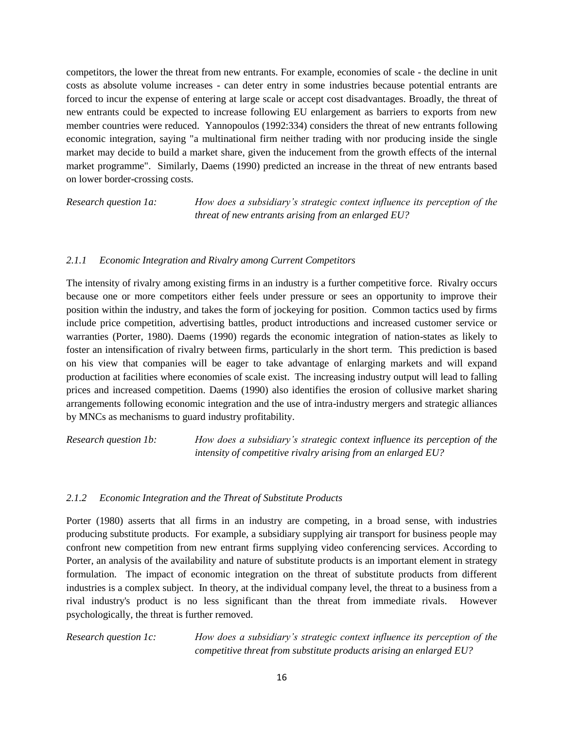competitors, the lower the threat from new entrants. For example, economies of scale - the decline in unit costs as absolute volume increases - can deter entry in some industries because potential entrants are forced to incur the expense of entering at large scale or accept cost disadvantages. Broadly, the threat of new entrants could be expected to increase following EU enlargement as barriers to exports from new member countries were reduced. Yannopoulos (1992:334) considers the threat of new entrants following economic integration, saying "a multinational firm neither trading with nor producing inside the single market may decide to build a market share, given the inducement from the growth effects of the internal market programme". Similarly, Daems (1990) predicted an increase in the threat of new entrants based on lower border-crossing costs.

*Research question 1a:* *How does a subsidiary's strategic context influence its perception of the threat of new entrants arising from an enlarged EU?*

### *2.1.1 Economic Integration and Rivalry among Current Competitors*

The intensity of rivalry among existing firms in an industry is a further competitive force. Rivalry occurs because one or more competitors either feels under pressure or sees an opportunity to improve their position within the industry, and takes the form of jockeying for position. Common tactics used by firms include price competition, advertising battles, product introductions and increased customer service or warranties (Porter, 1980). Daems (1990) regards the economic integration of nation-states as likely to foster an intensification of rivalry between firms, particularly in the short term. This prediction is based on his view that companies will be eager to take advantage of enlarging markets and will expand production at facilities where economies of scale exist. The increasing industry output will lead to falling prices and increased competition. Daems (1990) also identifies the erosion of collusive market sharing arrangements following economic integration and the use of intra-industry mergers and strategic alliances by MNCs as mechanisms to guard industry profitability.

*Research question 1b:* *How does a subsidiary's strategic context influence its perception of the intensity of competitive rivalry arising from an enlarged EU?*

### *2.1.2 Economic Integration and the Threat of Substitute Products*

Porter (1980) asserts that all firms in an industry are competing, in a broad sense, with industries producing substitute products. For example, a subsidiary supplying air transport for business people may confront new competition from new entrant firms supplying video conferencing services. According to Porter, an analysis of the availability and nature of substitute products is an important element in strategy formulation. The impact of economic integration on the threat of substitute products from different industries is a complex subject. In theory, at the individual company level, the threat to a business from a rival industry's product is no less significant than the threat from immediate rivals. However psychologically, the threat is further removed.

*Research question 1c:* *How does a subsidiary's strategic context influence its perception of the competitive threat from substitute products arising an enlarged EU?*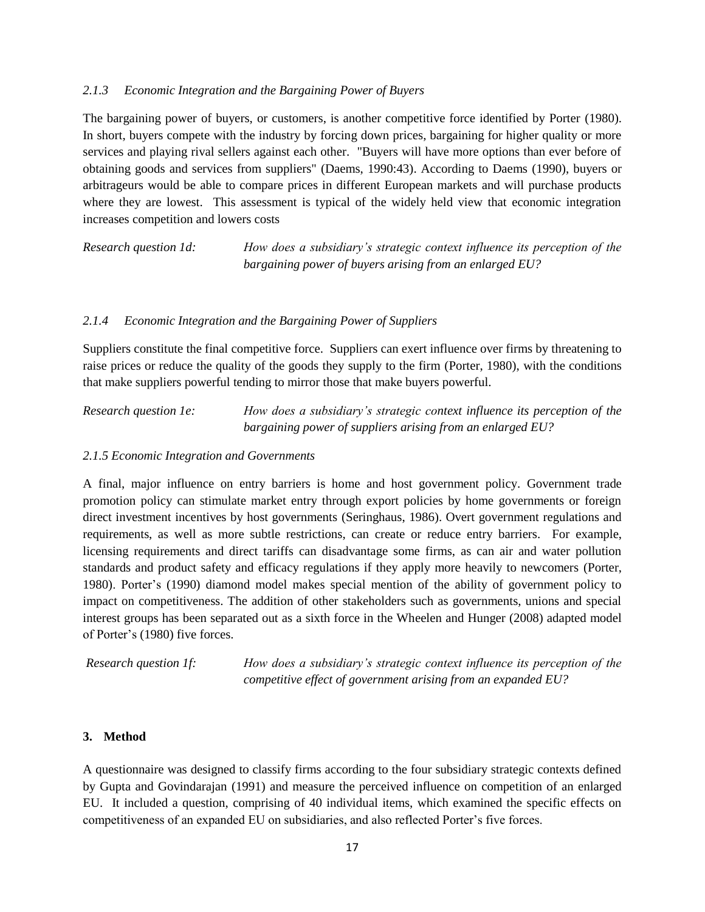### *2.1.3 Economic Integration and the Bargaining Power of Buyers*

The bargaining power of buyers, or customers, is another competitive force identified by Porter (1980). In short, buyers compete with the industry by forcing down prices, bargaining for higher quality or more services and playing rival sellers against each other. "Buyers will have more options than ever before of obtaining goods and services from suppliers" (Daems, 1990:43). According to Daems (1990), buyers or arbitrageurs would be able to compare prices in different European markets and will purchase products where they are lowest. This assessment is typical of the widely held view that economic integration increases competition and lowers costs

*Research question 1d:* *How does a subsidiary's strategic context influence its perception of the bargaining power of buyers arising from an enlarged EU?*

### *2.1.4 Economic Integration and the Bargaining Power of Suppliers*

Suppliers constitute the final competitive force. Suppliers can exert influence over firms by threatening to raise prices or reduce the quality of the goods they supply to the firm (Porter, 1980), with the conditions that make suppliers powerful tending to mirror those that make buyers powerful.

*Research question 1e:* *How does a subsidiary's strategic context influence its perception of the bargaining power of suppliers arising from an enlarged EU?*

### *2.1.5 Economic Integration and Governments*

A final, major influence on entry barriers is home and host government policy. Government trade promotion policy can stimulate market entry through export policies by home governments or foreign direct investment incentives by host governments (Seringhaus, 1986). Overt government regulations and requirements, as well as more subtle restrictions, can create or reduce entry barriers. For example, licensing requirements and direct tariffs can disadvantage some firms, as can air and water pollution standards and product safety and efficacy regulations if they apply more heavily to newcomers (Porter, 1980). Porter's (1990) diamond model makes special mention of the ability of government policy to impact on competitiveness. The addition of other stakeholders such as governments, unions and special interest groups has been separated out as a sixth force in the Wheelen and Hunger (2008) adapted model of Porter's (1980) five forces.

*Research question 1f:* *How does a subsidiary's strategic context influence its perception of the competitive effect of government arising from an expanded EU?*

## 3. Method

A questionnaire was designed to classify firms according to the four subsidiary strategic contexts defined by Gupta and Govindarajan (1991) and measure the perceived influence on competition of an enlarged EU. It included a question, comprising of 40 individual items, which examined the specific effects on competitiveness of an expanded EU on subsidiaries, and also reflected Porter's five forces.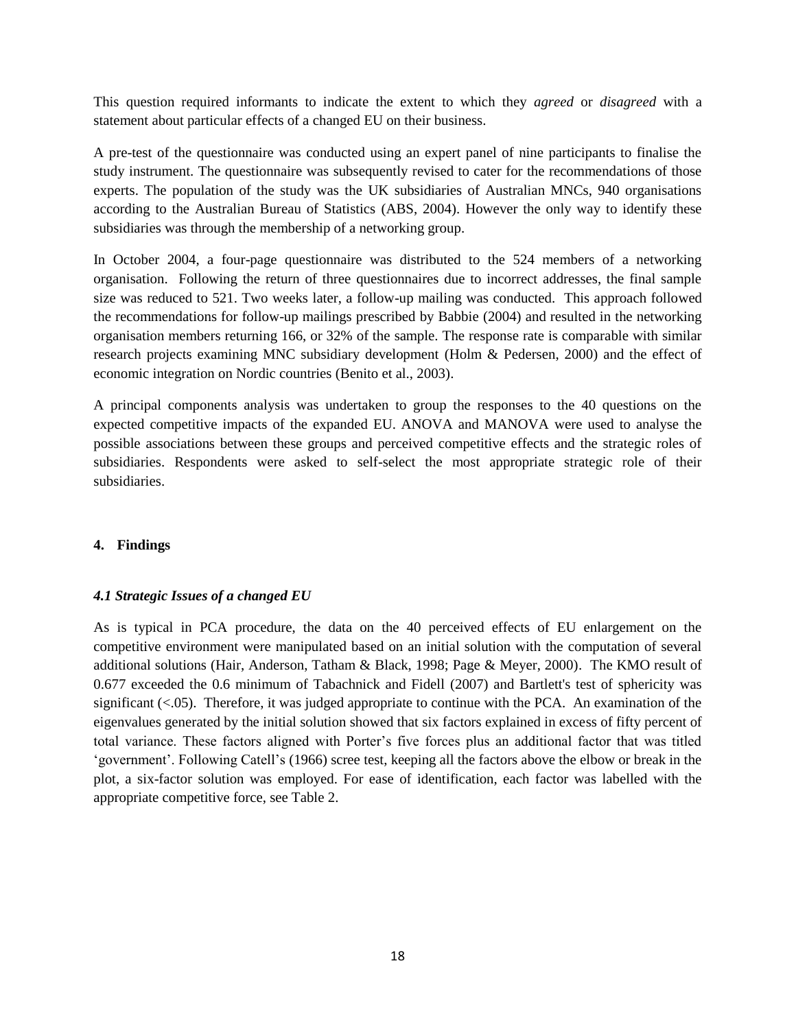This question required informants to indicate the extent to which they *agreed* or *disagreed* with a statement about particular effects of a changed EU on their business.

A pre-test of the questionnaire was conducted using an expert panel of nine participants to finalise the study instrument. The questionnaire was subsequently revised to cater for the recommendations of those experts. The population of the study was the UK subsidiaries of Australian MNCs, 940 organisations according to the Australian Bureau of Statistics (ABS, 2004). However the only way to identify these subsidiaries was through the membership of a networking group.

In October 2004, a four-page questionnaire was distributed to the 524 members of a networking organisation. Following the return of three questionnaires due to incorrect addresses, the final sample size was reduced to 521. Two weeks later, a follow-up mailing was conducted. This approach followed the recommendations for follow-up mailings prescribed by Babbie (2004) and resulted in the networking organisation members returning 166, or 32% of the sample. The response rate is comparable with similar research projects examining MNC subsidiary development (Holm & Pedersen, 2000) and the effect of economic integration on Nordic countries (Benito et al., 2003).

A principal components analysis was undertaken to group the responses to the 40 questions on the expected competitive impacts of the expanded EU. ANOVA and MANOVA were used to analyse the possible associations between these groups and perceived competitive effects and the strategic roles of subsidiaries. Respondents were asked to self-select the most appropriate strategic role of their subsidiaries.

## 4. Findings

### *4.1 Strategic Issues of a changed EU*

As is typical in PCA procedure, the data on the 40 perceived effects of EU enlargement on the competitive environment were manipulated based on an initial solution with the computation of several additional solutions (Hair, Anderson, Tatham & Black, 1998; Page & Meyer, 2000). The KMO result of 0.677 exceeded the 0.6 minimum of Tabachnick and Fidell (2007) and Bartlett's test of sphericity was significant ($<.05$). Therefore, it was judged appropriate to continue with the PCA. An examination of the eigenvalues generated by the initial solution showed that six factors explained in excess of fifty percent of total variance. These factors aligned with Porter's five forces plus an additional factor that was titled 'government'. Following Catell's (1966) scree test, keeping all the factors above the elbow or break in the plot, a six-factor solution was employed. For ease of identification, each factor was labelled with the appropriate competitive force, see Table 2.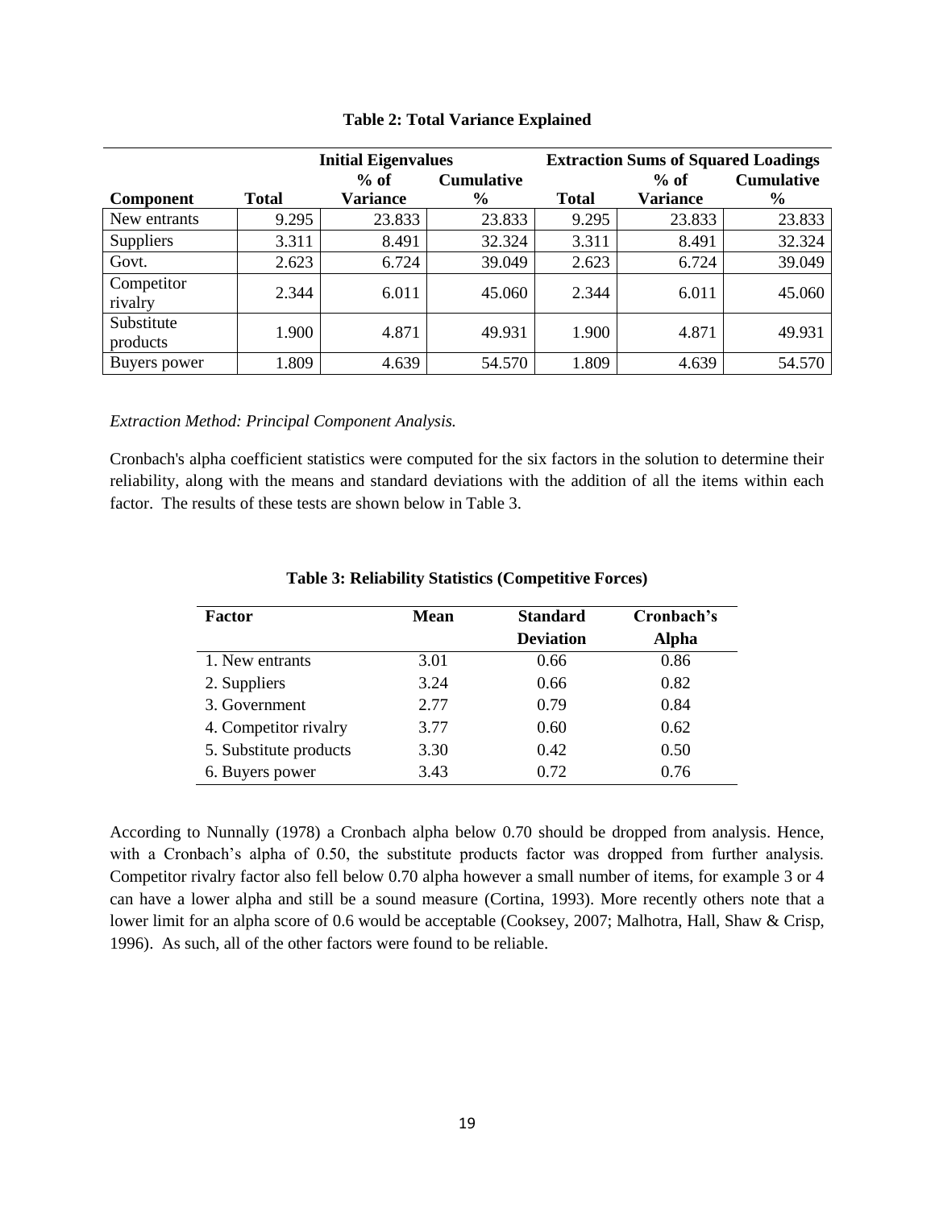**Table 2: Total Variance Explained**

| | Initial Eigenvalues | | | Extraction Sums of Squared Loadings | | |
|---|---|---|---|---|---|---|
| Component | Total | % of Variance | Cumulative % | Total | % of Variance | Cumulative % |
| New entrants | 9.295 | 23.833 | 23.833 | 9.295 | 23.833 | 23.833 |
| Suppliers | 3.311 | 8.491 | 32.324 | 3.311 | 8.491 | 32.324 |
| Govt. | 2.623 | 6.724 | 39.049 | 2.623 | 6.724 | 39.049 |
| Competitor rivalry | 2.344 | 6.011 | 45.060 | 2.344 | 6.011 | 45.060 |
| Substitute products | 1.900 | 4.871 | 49.931 | 1.900 | 4.871 | 49.931 |
| Buyers power | 1.809 | 4.639 | 54.570 | 1.809 | 4.639 | 54.570 |

*Extraction Method: Principal Component Analysis.*

Cronbach's alpha coefficient statistics were computed for the six factors in the solution to determine their reliability, along with the means and standard deviations with the addition of all the items within each factor. The results of these tests are shown below in Table 3.

**Table 3: Reliability Statistics (Competitive Forces)**

| Factor | Mean | Standard Deviation | Cronbach's Alpha |
|---|---|---|---|
| 1. New entrants | 3.01 | 0.66 | 0.86 |
| 2. Suppliers | 3.24 | 0.66 | 0.82 |
| 3. Government | 2.77 | 0.79 | 0.84 |
| 4. Competitor rivalry | 3.77 | 0.60 | 0.62 |
| 5. Substitute products | 3.30 | 0.42 | 0.50 |
| 6. Buyers power | 3.43 | 0.72 | 0.76 |

According to Nunnally (1978) a Cronbach alpha below 0.70 should be dropped from analysis. Hence, with a Cronbach's alpha of 0.50, the substitute products factor was dropped from further analysis. Competitor rivalry factor also fell below 0.70 alpha however a small number of items, for example 3 or 4 can have a lower alpha and still be a sound measure (Cortina, 1993). More recently others note that a lower limit for an alpha score of 0.6 would be acceptable (Cooksey, 2007; Malhotra, Hall, Shaw & Crisp, 1996). As such, all of the other factors were found to be reliable.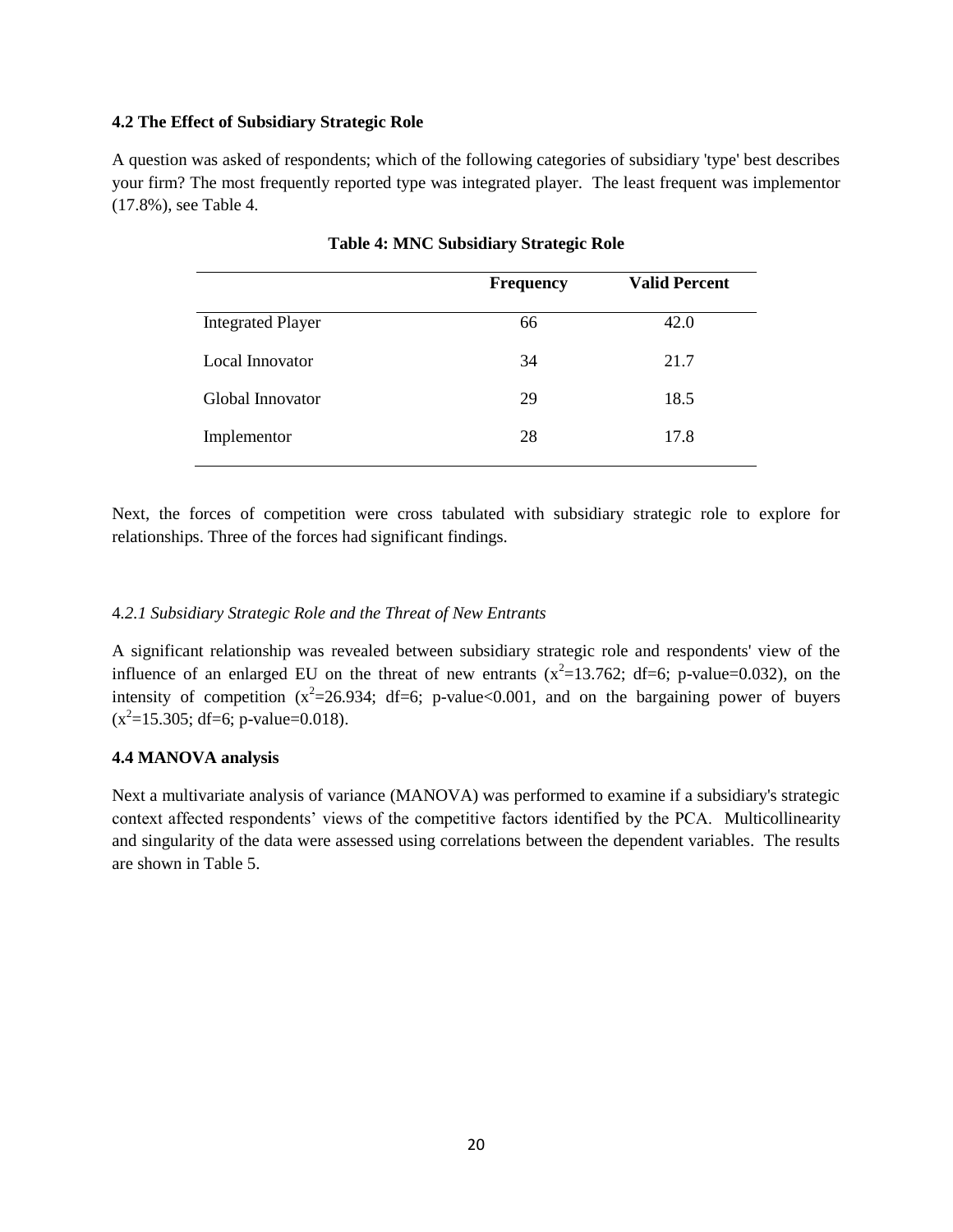**4.2 The Effect of Subsidiary Strategic Role**

A question was asked of respondents; which of the following categories of subsidiary 'type' best describes your firm? The most frequently reported type was integrated player. The least frequent was implementor (17.8%), see Table 4.

**Table 4: MNC Subsidiary Strategic Role**

| | Frequency | Valid Percent |
|---|---|---|
| Integrated Player | 66 | 42.0 |
| Local Innovator | 34 | 21.7 |
| Global Innovator | 29 | 18.5 |
| Implementor | 28 | 17.8 |

Next, the forces of competition were cross tabulated with subsidiary strategic role to explore for relationships. Three of the forces had significant findings.

*4.2.1 Subsidiary Strategic Role and the Threat of New Entrants*

A significant relationship was revealed between subsidiary strategic role and respondents' view of the influence of an enlarged EU on the threat of new entrants ($x^2$=13.762; df=6; p-value=0.032), on the intensity of competition ($x^2$=26.934; df=6; p-value<0.001, and on the bargaining power of buyers ($x^2$=15.305; df=6; p-value=0.018).

**4.4 MANOVA analysis**

Next a multivariate analysis of variance (MANOVA) was performed to examine if a subsidiary's strategic context affected respondents' views of the competitive factors identified by the PCA. Multicollinearity and singularity of the data were assessed using correlations between the dependent variables. The results are shown in Table 5.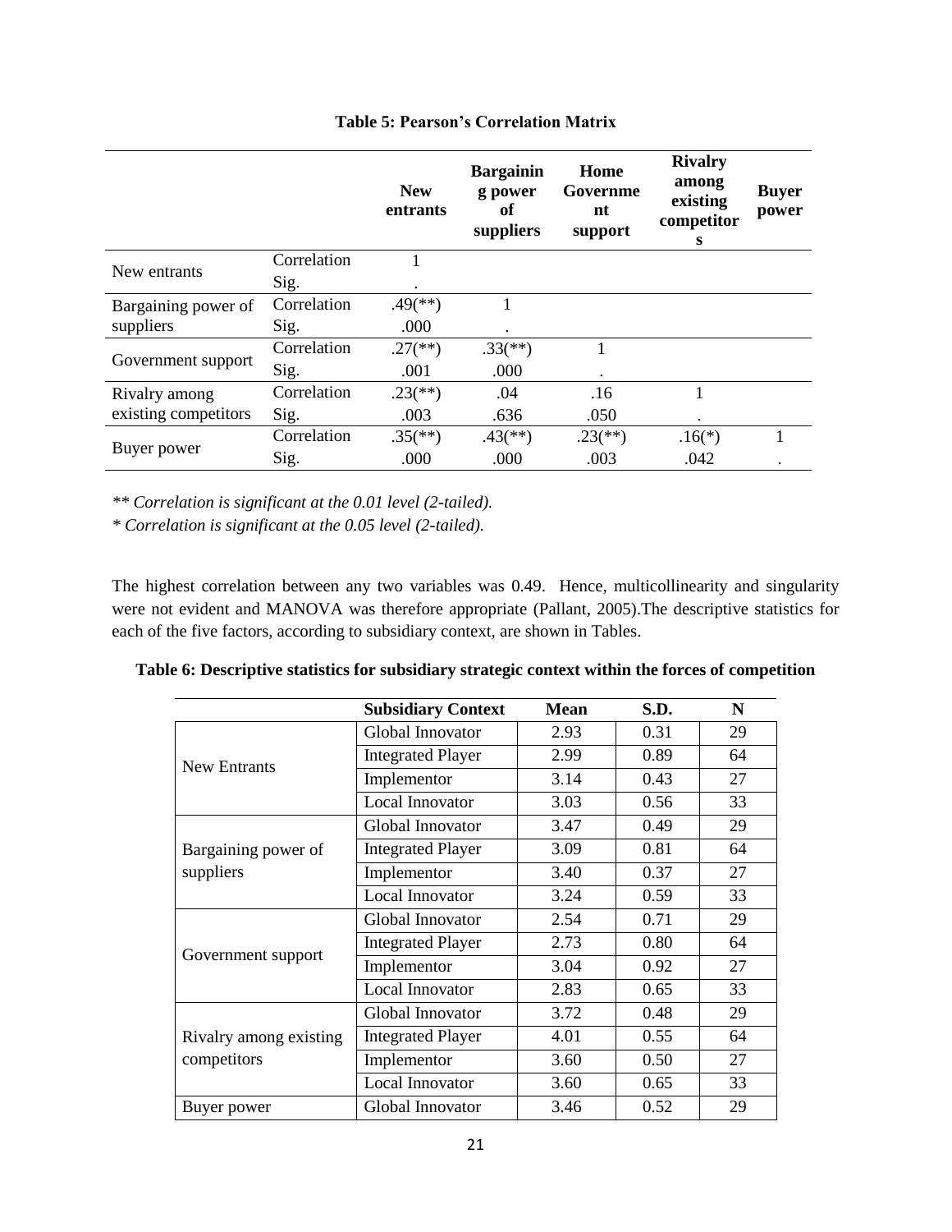**Table 5: Pearson's Correlation Matrix**

| | | New entrants | Bargaining power of suppliers | Home Government support | Rivalry among existing competitors | Buyer power |
|---|---|---|---|---|---|---|
| New entrants | Correlation | 1 | | | | |
| | Sig. | . | | | | |
| Bargaining power of suppliers | Correlation | .49(**) | 1 | | | |
| | Sig. | .000 | . | | | |
| Government support | Correlation | .27(**) | .33(**) | 1 | | |
| | Sig. | .001 | .000 | . | | |
| Rivalry among existing competitors | Correlation | .23(**) | .04 | .16 | 1 | |
| | Sig. | .003 | .636 | .050 | . | |
| Buyer power | Correlation | .35(**) | .43(**) | .23(**) | .16(*) | 1 |
| | Sig. | .000 | .000 | .003 | .042 | . |

*** Correlation is significant at the 0.01 level (2-tailed).*

** Correlation is significant at the 0.05 level (2-tailed).*

The highest correlation between any two variables was 0.49. Hence, multicollinearity and singularity were not evident and MANOVA was therefore appropriate (Pallant, 2005).The descriptive statistics for each of the five factors, according to subsidiary context, are shown in Tables.

**Table 6: Descriptive statistics for subsidiary strategic context within the forces of competition**

| | Subsidiary Context | Mean | S.D. | N |
|---|---|---|---|---|
| New Entrants | Global Innovator | 2.93 | 0.31 | 29 |
| | Integrated Player | 2.99 | 0.89 | 64 |
| | Implementor | 3.14 | 0.43 | 27 |
| | Local Innovator | 3.03 | 0.56 | 33 |
| Bargaining power of suppliers | Global Innovator | 3.47 | 0.49 | 29 |
| | Integrated Player | 3.09 | 0.81 | 64 |
| | Implementor | 3.40 | 0.37 | 27 |
| | Local Innovator | 3.24 | 0.59 | 33 |
| Government support | Global Innovator | 2.54 | 0.71 | 29 |
| | Integrated Player | 2.73 | 0.80 | 64 |
| | Implementor | 3.04 | 0.92 | 27 |
| | Local Innovator | 2.83 | 0.65 | 33 |
| Rivalry among existing competitors | Global Innovator | 3.72 | 0.48 | 29 |
| | Integrated Player | 4.01 | 0.55 | 64 |
| | Implementor | 3.60 | 0.50 | 27 |
| | Local Innovator | 3.60 | 0.65 | 33 |
| Buyer power | Global Innovator | 3.46 | 0.52 | 29 |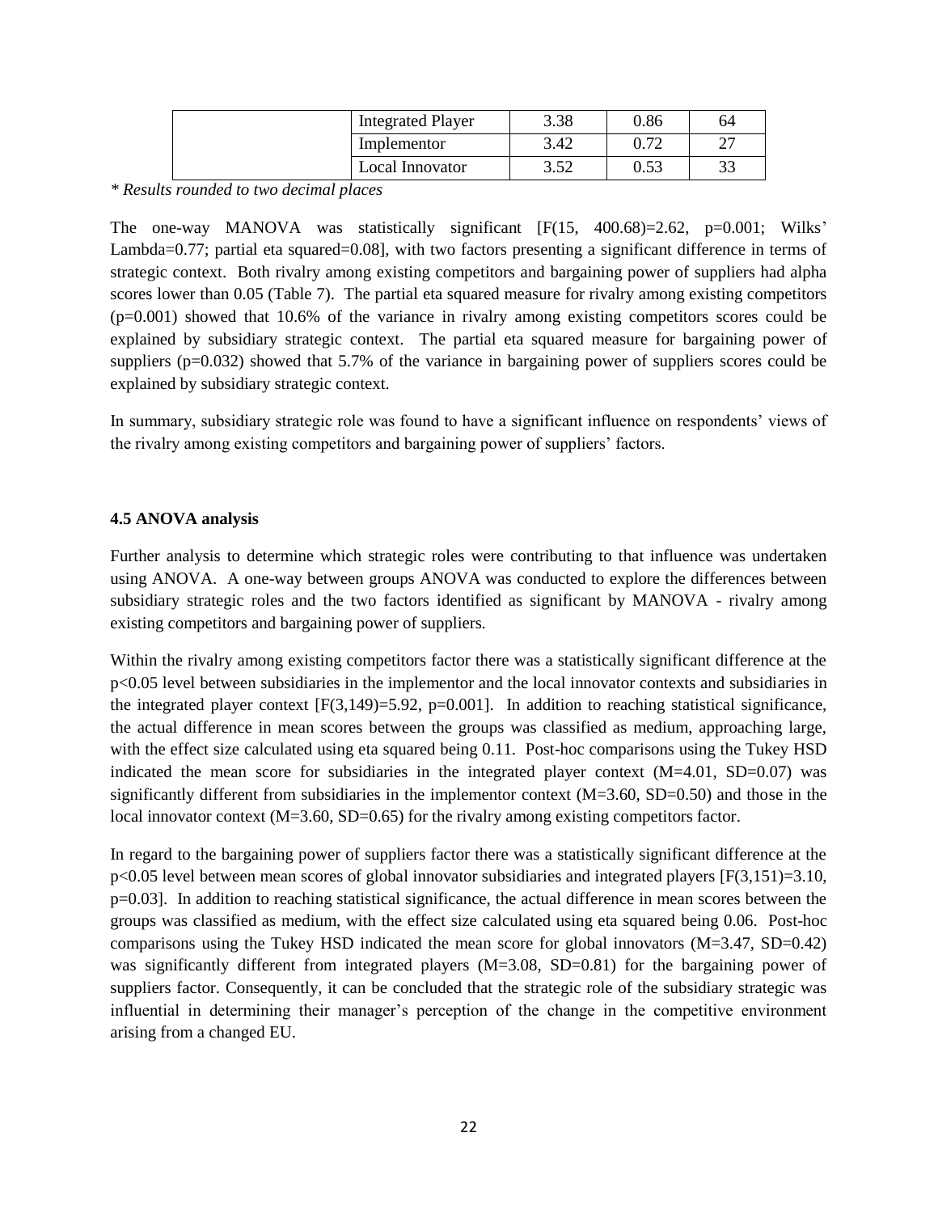| | Integrated Player | 3.38 | 0.86 | 64 |
|---|---|---|---|---|
| | Implementor | 3.42 | 0.72 | 27 |
| | Local Innovator | 3.52 | 0.53 | 33 |

*\* Results rounded to two decimal places*

The one-way MANOVA was statistically significant [$F(15, 400.68)=2.62$, $p=0.001$; Wilks' Lambda=0.77; partial eta squared=0.08], with two factors presenting a significant difference in terms of strategic context. Both rivalry among existing competitors and bargaining power of suppliers had alpha scores lower than 0.05 (Table 7). The partial eta squared measure for rivalry among existing competitors ($p=0.001$) showed that 10.6% of the variance in rivalry among existing competitors scores could be explained by subsidiary strategic context. The partial eta squared measure for bargaining power of suppliers ($p=0.032$) showed that 5.7% of the variance in bargaining power of suppliers scores could be explained by subsidiary strategic context.

In summary, subsidiary strategic role was found to have a significant influence on respondents' views of the rivalry among existing competitors and bargaining power of suppliers' factors.

**4.5 ANOVA analysis**

Further analysis to determine which strategic roles were contributing to that influence was undertaken using ANOVA. A one-way between groups ANOVA was conducted to explore the differences between subsidiary strategic roles and the two factors identified as significant by MANOVA - rivalry among existing competitors and bargaining power of suppliers.

Within the rivalry among existing competitors factor there was a statistically significant difference at the $p<0.05$ level between subsidiaries in the implementor and the local innovator contexts and subsidiaries in the integrated player context [$F(3,149)=5.92$, $p=0.001$]. In addition to reaching statistical significance, the actual difference in mean scores between the groups was classified as medium, approaching large, with the effect size calculated using eta squared being 0.11. Post-hoc comparisons using the Tukey HSD indicated the mean score for subsidiaries in the integrated player context ($M=4.01$, $SD=0.07$) was significantly different from subsidiaries in the implementor context ($M=3.60$, $SD=0.50$) and those in the local innovator context ($M=3.60$, $SD=0.65$) for the rivalry among existing competitors factor.

In regard to the bargaining power of suppliers factor there was a statistically significant difference at the $p<0.05$ level between mean scores of global innovator subsidiaries and integrated players [$F(3,151)=3.10$, $p=0.03$]. In addition to reaching statistical significance, the actual difference in mean scores between the groups was classified as medium, with the effect size calculated using eta squared being 0.06. Post-hoc comparisons using the Tukey HSD indicated the mean score for global innovators ($M=3.47$, $SD=0.42$) was significantly different from integrated players ($M=3.08$, $SD=0.81$) for the bargaining power of suppliers factor. Consequently, it can be concluded that the strategic role of the subsidiary strategic was influential in determining their manager's perception of the change in the competitive environment arising from a changed EU.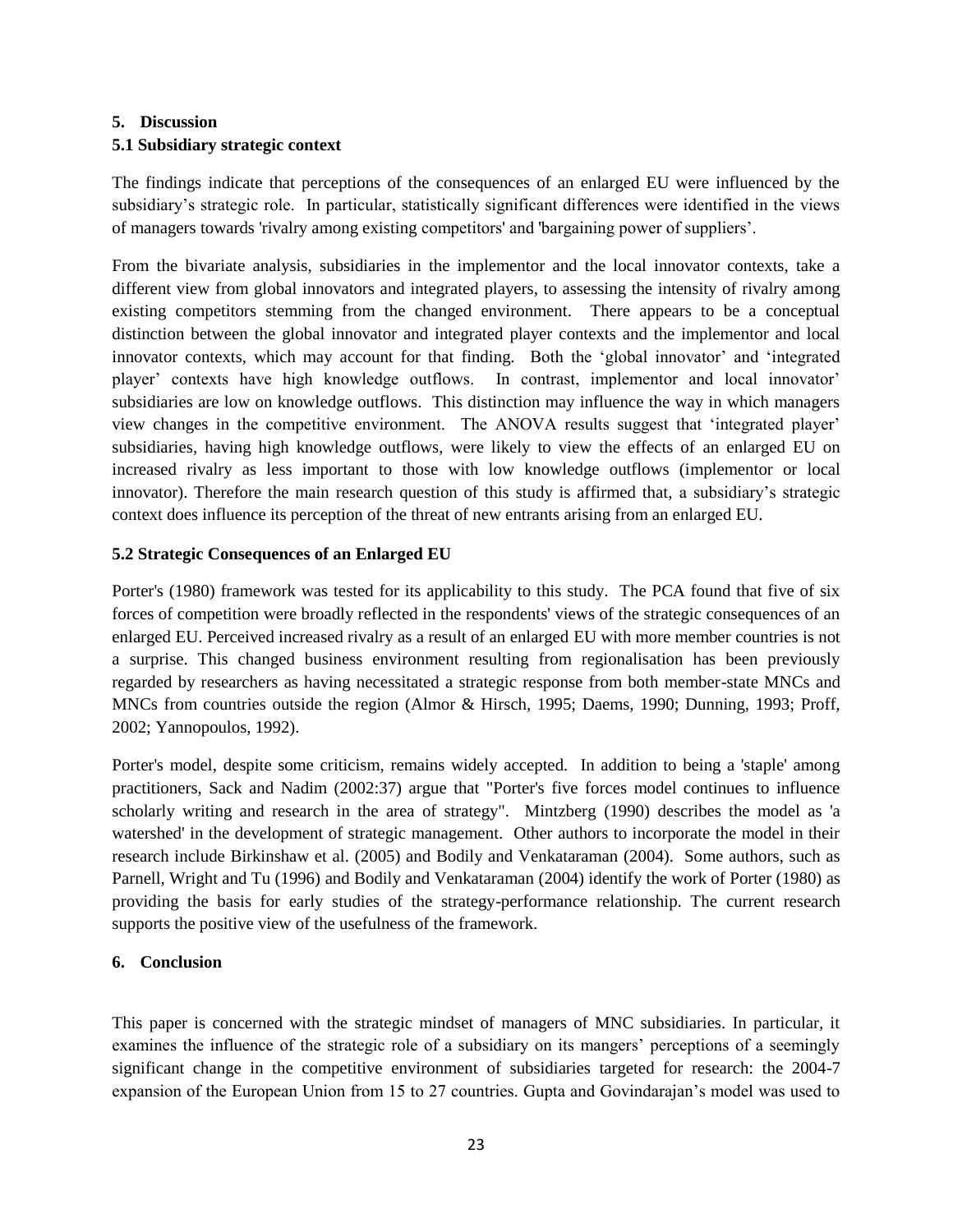## 5. Discussion

### 5.1 Subsidiary strategic context

The findings indicate that perceptions of the consequences of an enlarged EU were influenced by the subsidiary's strategic role. In particular, statistically significant differences were identified in the views of managers towards 'rivalry among existing competitors' and 'bargaining power of suppliers'.

From the bivariate analysis, subsidiaries in the implementor and the local innovator contexts, take a different view from global innovators and integrated players, to assessing the intensity of rivalry among existing competitors stemming from the changed environment. There appears to be a conceptual distinction between the global innovator and integrated player contexts and the implementor and local innovator contexts, which may account for that finding. Both the 'global innovator' and 'integrated player' contexts have high knowledge outflows. In contrast, implementor and local innovator' subsidiaries are low on knowledge outflows. This distinction may influence the way in which managers view changes in the competitive environment. The ANOVA results suggest that 'integrated player' subsidiaries, having high knowledge outflows, were likely to view the effects of an enlarged EU on increased rivalry as less important to those with low knowledge outflows (implementor or local innovator). Therefore the main research question of this study is affirmed that, a subsidiary's strategic context does influence its perception of the threat of new entrants arising from an enlarged EU.

### 5.2 Strategic Consequences of an Enlarged EU

Porter's (1980) framework was tested for its applicability to this study. The PCA found that five of six forces of competition were broadly reflected in the respondents' views of the strategic consequences of an enlarged EU. Perceived increased rivalry as a result of an enlarged EU with more member countries is not a surprise. This changed business environment resulting from regionalisation has been previously regarded by researchers as having necessitated a strategic response from both member-state MNCs and MNCs from countries outside the region (Almor & Hirsch, 1995; Daems, 1990; Dunning, 1993; Proff, 2002; Yannopoulos, 1992).

Porter's model, despite some criticism, remains widely accepted. In addition to being a 'staple' among practitioners, Sack and Nadim (2002:37) argue that "Porter's five forces model continues to influence scholarly writing and research in the area of strategy". Mintzberg (1990) describes the model as 'a watershed' in the development of strategic management. Other authors to incorporate the model in their research include Birkinshaw et al. (2005) and Bodily and Venkataraman (2004). Some authors, such as Parnell, Wright and Tu (1996) and Bodily and Venkataraman (2004) identify the work of Porter (1980) as providing the basis for early studies of the strategy-performance relationship. The current research supports the positive view of the usefulness of the framework.

## 6. Conclusion

This paper is concerned with the strategic mindset of managers of MNC subsidiaries. In particular, it examines the influence of the strategic role of a subsidiary on its mangers' perceptions of a seemingly significant change in the competitive environment of subsidiaries targeted for research: the 2004-7 expansion of the European Union from 15 to 27 countries. Gupta and Govindarajan's model was used to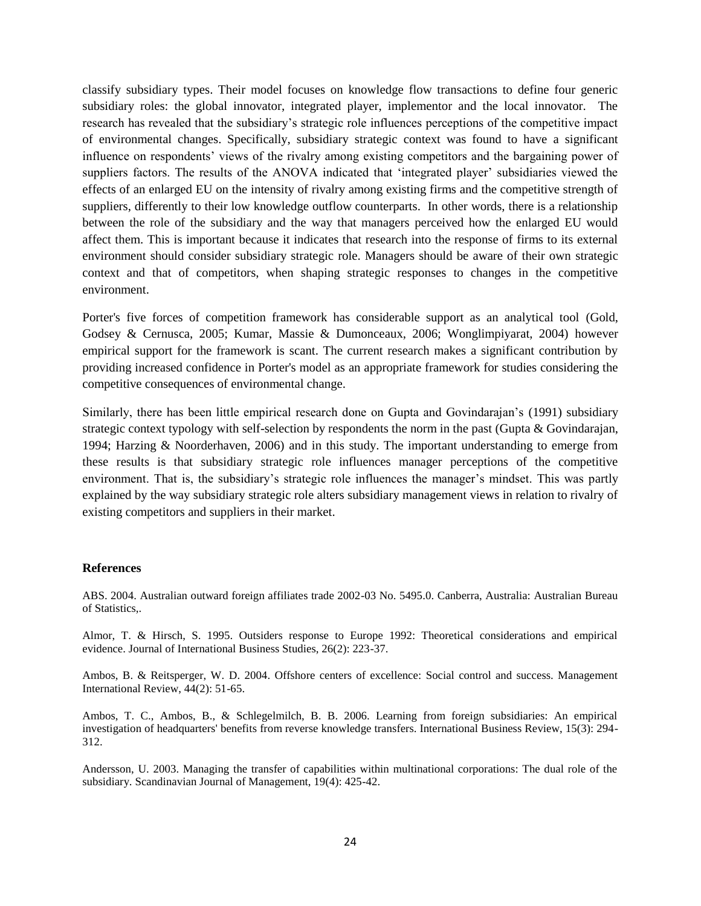classify subsidiary types. Their model focuses on knowledge flow transactions to define four generic subsidiary roles: the global innovator, integrated player, implementor and the local innovator. The research has revealed that the subsidiary's strategic role influences perceptions of the competitive impact of environmental changes. Specifically, subsidiary strategic context was found to have a significant influence on respondents' views of the rivalry among existing competitors and the bargaining power of suppliers factors. The results of the ANOVA indicated that 'integrated player' subsidiaries viewed the effects of an enlarged EU on the intensity of rivalry among existing firms and the competitive strength of suppliers, differently to their low knowledge outflow counterparts. In other words, there is a relationship between the role of the subsidiary and the way that managers perceived how the enlarged EU would affect them. This is important because it indicates that research into the response of firms to its external environment should consider subsidiary strategic role. Managers should be aware of their own strategic context and that of competitors, when shaping strategic responses to changes in the competitive environment.

Porter's five forces of competition framework has considerable support as an analytical tool (Gold, Godsey & Cernusca, 2005; Kumar, Massie & Dumonceaux, 2006; Wonglimpiyarat, 2004) however empirical support for the framework is scant. The current research makes a significant contribution by providing increased confidence in Porter's model as an appropriate framework for studies considering the competitive consequences of environmental change.

Similarly, there has been little empirical research done on Gupta and Govindarajan's (1991) subsidiary strategic context typology with self-selection by respondents the norm in the past (Gupta & Govindarajan, 1994; Harzing & Noorderhaven, 2006) and in this study. The important understanding to emerge from these results is that subsidiary strategic role influences manager perceptions of the competitive environment. That is, the subsidiary's strategic role influences the manager's mindset. This was partly explained by the way subsidiary strategic role alters subsidiary management views in relation to rivalry of existing competitors and suppliers in their market.

## References

ABS. 2004. Australian outward foreign affiliates trade 2002-03 No. 5495.0. Canberra, Australia: Australian Bureau of Statistics,.

Almor, T. & Hirsch, S. 1995. Outsiders response to Europe 1992: Theoretical considerations and empirical evidence. Journal of International Business Studies, 26(2): 223-37.

Ambos, B. & Reitsperger, W. D. 2004. Offshore centers of excellence: Social control and success. Management International Review, 44(2): 51-65.

Ambos, T. C., Ambos, B., & Schlegelmilch, B. B. 2006. Learning from foreign subsidiaries: An empirical investigation of headquarters' benefits from reverse knowledge transfers. International Business Review, 15(3): 294-312.

Andersson, U. 2003. Managing the transfer of capabilities within multinational corporations: The dual role of the subsidiary. Scandinavian Journal of Management, 19(4): 425-42.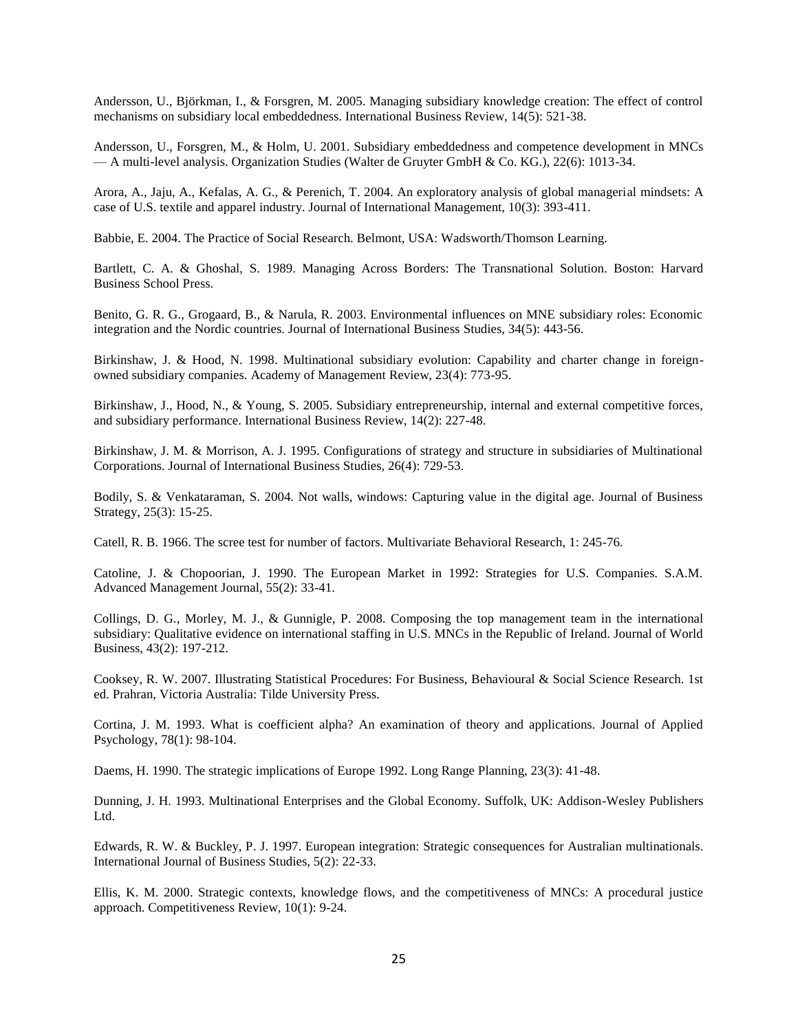Andersson, U., Björkman, I., & Forsgren, M. 2005. Managing subsidiary knowledge creation: The effect of control mechanisms on subsidiary local embeddedness. International Business Review, 14(5): 521-38.

Andersson, U., Forsgren, M., & Holm, U. 2001. Subsidiary embeddedness and competence development in MNCs — A multi-level analysis. Organization Studies (Walter de Gruyter GmbH & Co. KG.), 22(6): 1013-34.

Arora, A., Jaju, A., Kefalas, A. G., & Perenich, T. 2004. An exploratory analysis of global managerial mindsets: A case of U.S. textile and apparel industry. Journal of International Management, 10(3): 393-411.

Babbie, E. 2004. The Practice of Social Research. Belmont, USA: Wadsworth/Thomson Learning.

Bartlett, C. A. & Ghoshal, S. 1989. Managing Across Borders: The Transnational Solution. Boston: Harvard Business School Press.

Benito, G. R. G., Grogaard, B., & Narula, R. 2003. Environmental influences on MNE subsidiary roles: Economic integration and the Nordic countries. Journal of International Business Studies, 34(5): 443-56.

Birkinshaw, J. & Hood, N. 1998. Multinational subsidiary evolution: Capability and charter change in foreign-owned subsidiary companies. Academy of Management Review, 23(4): 773-95.

Birkinshaw, J., Hood, N., & Young, S. 2005. Subsidiary entrepreneurship, internal and external competitive forces, and subsidiary performance. International Business Review, 14(2): 227-48.

Birkinshaw, J. M. & Morrison, A. J. 1995. Configurations of strategy and structure in subsidiaries of Multinational Corporations. Journal of International Business Studies, 26(4): 729-53.

Bodily, S. & Venkataraman, S. 2004. Not walls, windows: Capturing value in the digital age. Journal of Business Strategy, 25(3): 15-25.

Catell, R. B. 1966. The scree test for number of factors. Multivariate Behavioral Research, 1: 245-76.

Catoline, J. & Chopoorian, J. 1990. The European Market in 1992: Strategies for U.S. Companies. S.A.M. Advanced Management Journal, 55(2): 33-41.

Collings, D. G., Morley, M. J., & Gunnigle, P. 2008. Composing the top management team in the international subsidiary: Qualitative evidence on international staffing in U.S. MNCs in the Republic of Ireland. Journal of World Business, 43(2): 197-212.

Cooksey, R. W. 2007. Illustrating Statistical Procedures: For Business, Behavioural & Social Science Research. 1st ed. Prahran, Victoria Australia: Tilde University Press.

Cortina, J. M. 1993. What is coefficient alpha? An examination of theory and applications. Journal of Applied Psychology, 78(1): 98-104.

Daems, H. 1990. The strategic implications of Europe 1992. Long Range Planning, 23(3): 41-48.

Dunning, J. H. 1993. Multinational Enterprises and the Global Economy. Suffolk, UK: Addison-Wesley Publishers Ltd.

Edwards, R. W. & Buckley, P. J. 1997. European integration: Strategic consequences for Australian multinationals. International Journal of Business Studies, 5(2): 22-33.

Ellis, K. M. 2000. Strategic contexts, knowledge flows, and the competitiveness of MNCs: A procedural justice approach. Competitiveness Review, 10(1): 9-24.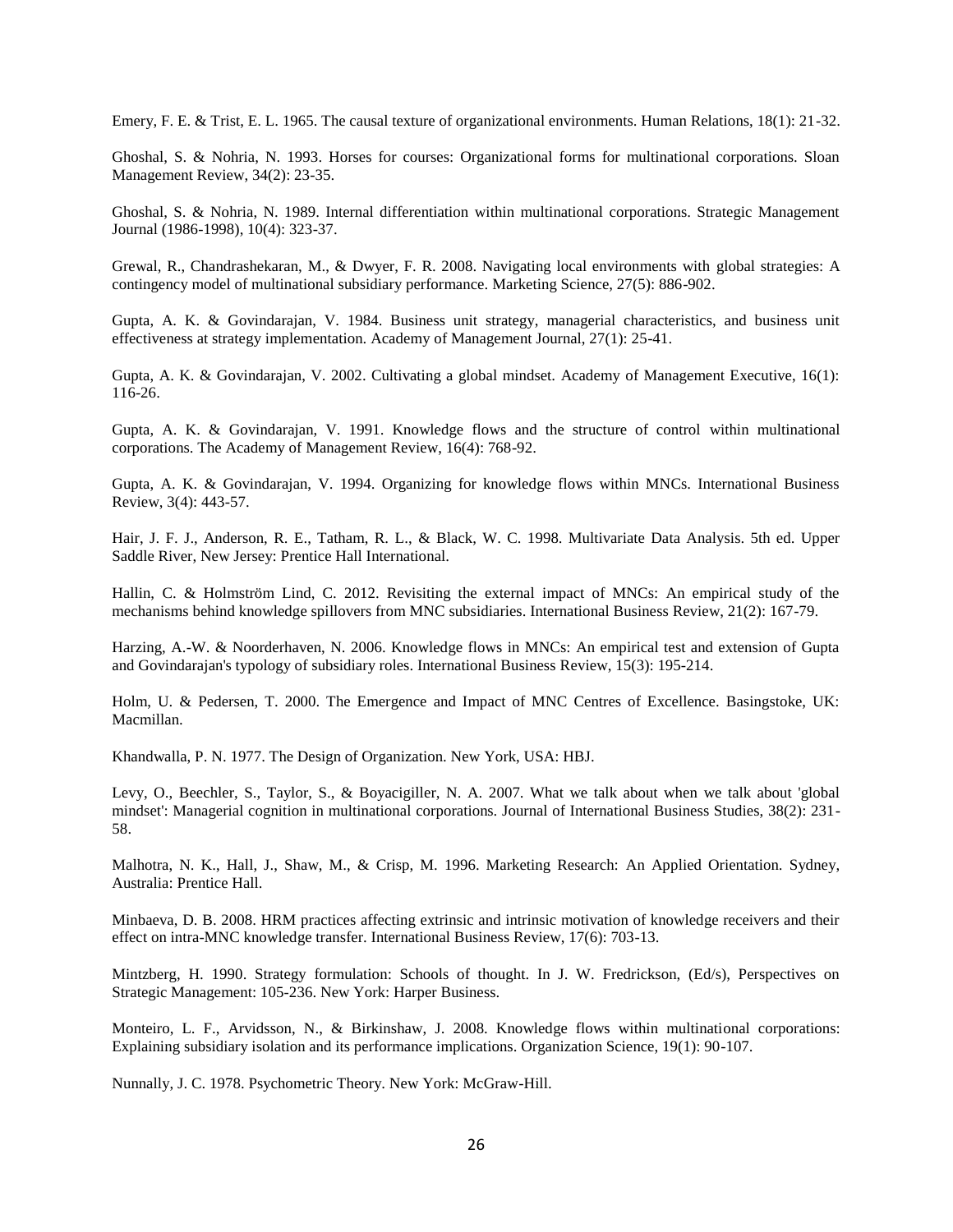Emery, F. E. & Trist, E. L. 1965. The causal texture of organizational environments. Human Relations, 18(1): 21-32.

Ghoshal, S. & Nohria, N. 1993. Horses for courses: Organizational forms for multinational corporations. Sloan Management Review, 34(2): 23-35.

Ghoshal, S. & Nohria, N. 1989. Internal differentiation within multinational corporations. Strategic Management Journal (1986-1998), 10(4): 323-37.

Grewal, R., Chandrashekaran, M., & Dwyer, F. R. 2008. Navigating local environments with global strategies: A contingency model of multinational subsidiary performance. Marketing Science, 27(5): 886-902.

Gupta, A. K. & Govindarajan, V. 1984. Business unit strategy, managerial characteristics, and business unit effectiveness at strategy implementation. Academy of Management Journal, 27(1): 25-41.

Gupta, A. K. & Govindarajan, V. 2002. Cultivating a global mindset. Academy of Management Executive, 16(1): 116-26.

Gupta, A. K. & Govindarajan, V. 1991. Knowledge flows and the structure of control within multinational corporations. The Academy of Management Review, 16(4): 768-92.

Gupta, A. K. & Govindarajan, V. 1994. Organizing for knowledge flows within MNCs. International Business Review, 3(4): 443-57.

Hair, J. F. J., Anderson, R. E., Tatham, R. L., & Black, W. C. 1998. Multivariate Data Analysis. 5th ed. Upper Saddle River, New Jersey: Prentice Hall International.

Hallin, C. & Holmström Lind, C. 2012. Revisiting the external impact of MNCs: An empirical study of the mechanisms behind knowledge spillovers from MNC subsidiaries. International Business Review, 21(2): 167-79.

Harzing, A.-W. & Noorderhaven, N. 2006. Knowledge flows in MNCs: An empirical test and extension of Gupta and Govindarajan's typology of subsidiary roles. International Business Review, 15(3): 195-214.

Holm, U. & Pedersen, T. 2000. The Emergence and Impact of MNC Centres of Excellence. Basingstoke, UK: Macmillan.

Khandwalla, P. N. 1977. The Design of Organization. New York, USA: HBJ.

Levy, O., Beechler, S., Taylor, S., & Boyacigiller, N. A. 2007. What we talk about when we talk about 'global mindset': Managerial cognition in multinational corporations. Journal of International Business Studies, 38(2): 231-58.

Malhotra, N. K., Hall, J., Shaw, M., & Crisp, M. 1996. Marketing Research: An Applied Orientation. Sydney, Australia: Prentice Hall.

Minbaeva, D. B. 2008. HRM practices affecting extrinsic and intrinsic motivation of knowledge receivers and their effect on intra-MNC knowledge transfer. International Business Review, 17(6): 703-13.

Mintzberg, H. 1990. Strategy formulation: Schools of thought. In J. W. Fredrickson, (Ed/s), Perspectives on Strategic Management: 105-236. New York: Harper Business.

Monteiro, L. F., Arvidsson, N., & Birkinshaw, J. 2008. Knowledge flows within multinational corporations: Explaining subsidiary isolation and its performance implications. Organization Science, 19(1): 90-107.

Nunnally, J. C. 1978. Psychometric Theory. New York: McGraw-Hill.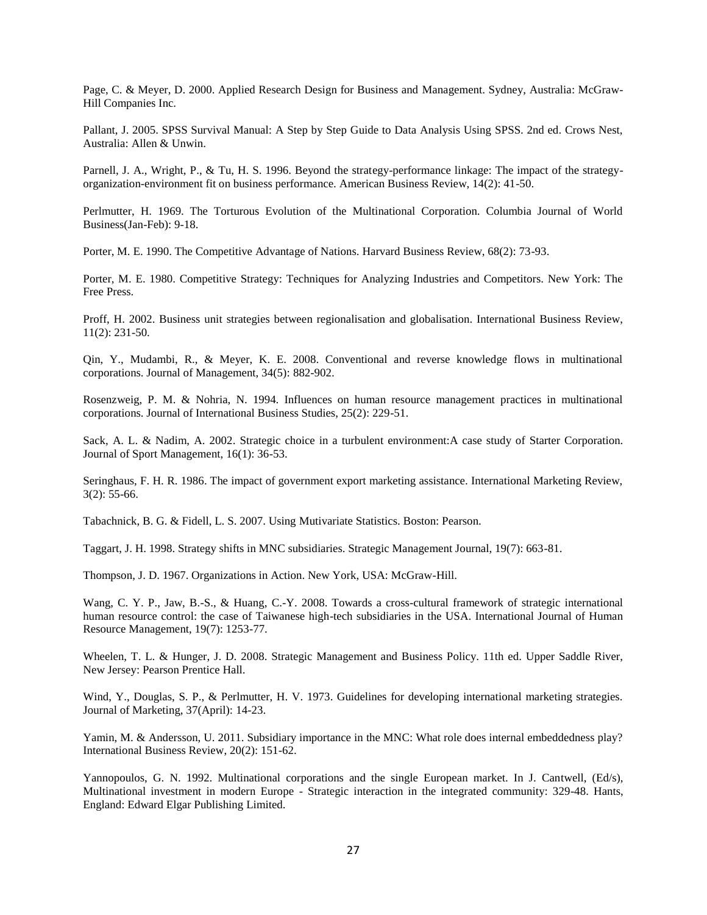Page, C. & Meyer, D. 2000. Applied Research Design for Business and Management. Sydney, Australia: McGraw-Hill Companies Inc.

Pallant, J. 2005. SPSS Survival Manual: A Step by Step Guide to Data Analysis Using SPSS. 2nd ed. Crows Nest, Australia: Allen & Unwin.

Parnell, J. A., Wright, P., & Tu, H. S. 1996. Beyond the strategy-performance linkage: The impact of the strategy-organization-environment fit on business performance. American Business Review, 14(2): 41-50.

Perlmutter, H. 1969. The Torturous Evolution of the Multinational Corporation. Columbia Journal of World Business(Jan-Feb): 9-18.

Porter, M. E. 1990. The Competitive Advantage of Nations. Harvard Business Review, 68(2): 73-93.

Porter, M. E. 1980. Competitive Strategy: Techniques for Analyzing Industries and Competitors. New York: The Free Press.

Proff, H. 2002. Business unit strategies between regionalisation and globalisation. International Business Review, 11(2): 231-50.

Qin, Y., Mudambi, R., & Meyer, K. E. 2008. Conventional and reverse knowledge flows in multinational corporations. Journal of Management, 34(5): 882-902.

Rosenzweig, P. M. & Nohria, N. 1994. Influences on human resource management practices in multinational corporations. Journal of International Business Studies, 25(2): 229-51.

Sack, A. L. & Nadim, A. 2002. Strategic choice in a turbulent environment:A case study of Starter Corporation. Journal of Sport Management, 16(1): 36-53.

Seringhaus, F. H. R. 1986. The impact of government export marketing assistance. International Marketing Review, 3(2): 55-66.

Tabachnick, B. G. & Fidell, L. S. 2007. Using Mutivariate Statistics. Boston: Pearson.

Taggart, J. H. 1998. Strategy shifts in MNC subsidiaries. Strategic Management Journal, 19(7): 663-81.

Thompson, J. D. 1967. Organizations in Action. New York, USA: McGraw-Hill.

Wang, C. Y. P., Jaw, B.-S., & Huang, C.-Y. 2008. Towards a cross-cultural framework of strategic international human resource control: the case of Taiwanese high-tech subsidiaries in the USA. International Journal of Human Resource Management, 19(7): 1253-77.

Wheelen, T. L. & Hunger, J. D. 2008. Strategic Management and Business Policy. 11th ed. Upper Saddle River, New Jersey: Pearson Prentice Hall.

Wind, Y., Douglas, S. P., & Perlmutter, H. V. 1973. Guidelines for developing international marketing strategies. Journal of Marketing, 37(April): 14-23.

Yamin, M. & Andersson, U. 2011. Subsidiary importance in the MNC: What role does internal embeddedness play? International Business Review, 20(2): 151-62.

Yannopoulos, G. N. 1992. Multinational corporations and the single European market. In J. Cantwell, (Ed/s), Multinational investment in modern Europe - Strategic interaction in the integrated community: 329-48. Hants, England: Edward Elgar Publishing Limited.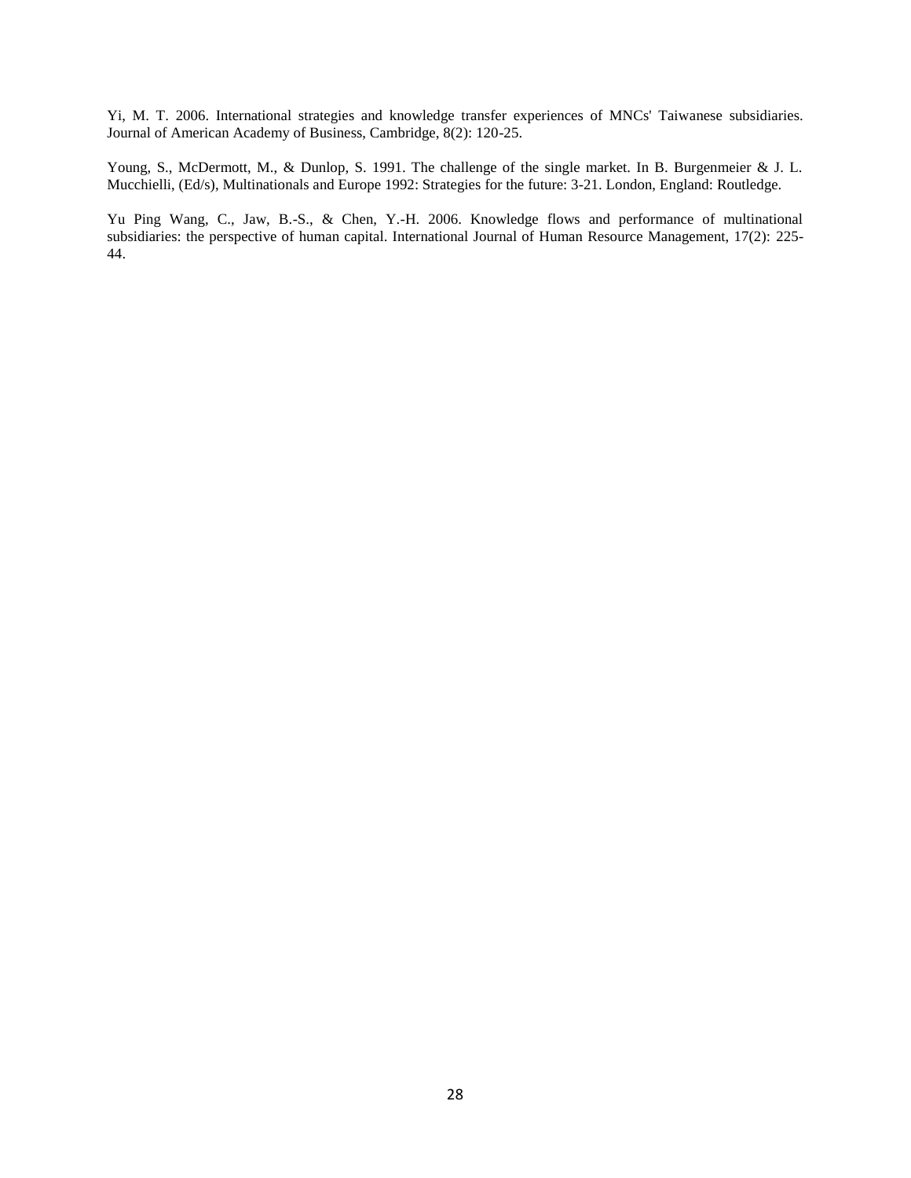Yi, M. T. 2006. International strategies and knowledge transfer experiences of MNCs' Taiwanese subsidiaries. Journal of American Academy of Business, Cambridge, 8(2): 120-25.

Young, S., McDermott, M., & Dunlop, S. 1991. The challenge of the single market. In B. Burgenmeier & J. L. Mucchielli, (Ed/s), Multinationals and Europe 1992: Strategies for the future: 3-21. London, England: Routledge.

Yu Ping Wang, C., Jaw, B.-S., & Chen, Y.-H. 2006. Knowledge flows and performance of multinational subsidiaries: the perspective of human capital. International Journal of Human Resource Management, 17(2): 225-44.